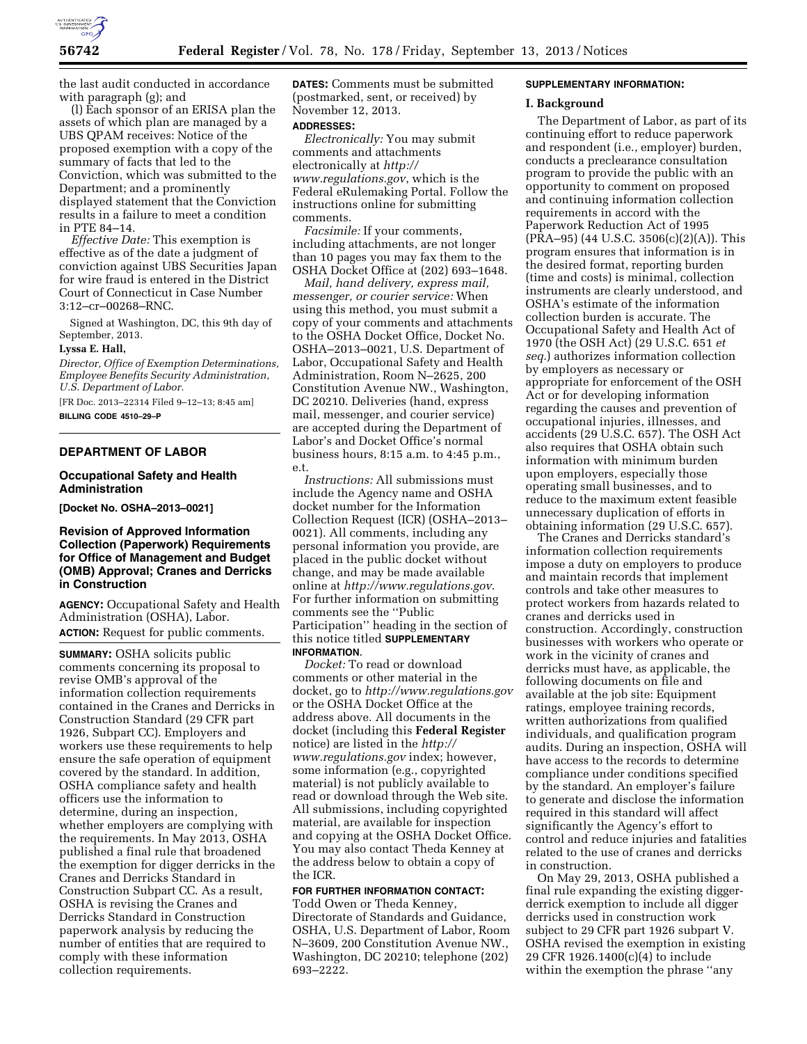the last audit conducted in accordance with paragraph (g); and

(l) Each sponsor of an ERISA plan the assets of which plan are managed by a UBS QPAM receives: Notice of the proposed exemption with a copy of the summary of facts that led to the Conviction, which was submitted to the Department; and a prominently displayed statement that the Conviction results in a failure to meet a condition in PTE 84–14.

*Effective Date:* This exemption is effective as of the date a judgment of conviction against UBS Securities Japan for wire fraud is entered in the District Court of Connecticut in Case Number 3:12–cr–00268–RNC.

Signed at Washington, DC, this 9th day of September, 2013.

**Lyssa E. Hall,**

*Director, Office of Exemption Determinations, Employee Benefits Security Administration, U.S. Department of Labor.*

[FR Doc. 2013–22314 Filed 9–12–13; 8:45 am]

**BILLING CODE 4510–29–P**

---

## DEPARTMENT OF LABOR

### Occupational Safety and Health Administration

**[Docket No. OSHA–2013–0021]**

### Revision of Approved Information Collection (Paperwork) Requirements for Office of Management and Budget (OMB) Approval; Cranes and Derricks in Construction

**AGENCY:** Occupational Safety and Health Administration (OSHA), Labor.

**ACTION:** Request for public comments.

**SUMMARY:** OSHA solicits public comments concerning its proposal to revise OMB's approval of the information collection requirements contained in the Cranes and Derricks in Construction Standard (29 CFR part 1926, Subpart CC). Employers and workers use these requirements to help ensure the safe operation of equipment covered by the standard. In addition, OSHA compliance safety and health officers use the information to determine, during an inspection, whether employers are complying with the requirements. In May 2013, OSHA published a final rule that broadened the exemption for digger derricks in the Cranes and Derricks Standard in Construction Subpart CC. As a result, OSHA is revising the Cranes and Derricks Standard in Construction paperwork analysis by reducing the number of entities that are required to comply with these information collection requirements.

**DATES:** Comments must be submitted (postmarked, sent, or received) by November 12, 2013.

**ADDRESSES:**

*Electronically:* You may submit comments and attachments electronically at *http://www.regulations.gov*, which is the Federal eRulemaking Portal. Follow the instructions online for submitting comments.

*Facsimile:* If your comments, including attachments, are not longer than 10 pages you may fax them to the OSHA Docket Office at (202) 693–1648.

*Mail, hand delivery, express mail, messenger, or courier service:* When using this method, you must submit a copy of your comments and attachments to the OSHA Docket Office, Docket No. OSHA–2013–0021, U.S. Department of Labor, Occupational Safety and Health Administration, Room N–2625, 200 Constitution Avenue NW., Washington, DC 20210. Deliveries (hand, express mail, messenger, and courier service) are accepted during the Department of Labor's and Docket Office's normal business hours, 8:15 a.m. to 4:45 p.m., e.t.

*Instructions:* All submissions must include the Agency name and OSHA docket number for the Information Collection Request (ICR) (OSHA–2013–0021). All comments, including any personal information you provide, are placed in the public docket without change, and may be made available online at *http://www.regulations.gov*. For further information on submitting comments see the ''Public Participation'' heading in the section of this notice titled **SUPPLEMENTARY INFORMATION.**

*Docket:* To read or download comments or other material in the docket, go to *http://www.regulations.gov* or the OSHA Docket Office at the address above. All documents in the docket (including this **Federal Register** notice) are listed in the *http://www.regulations.gov* index; however, some information (e.g., copyrighted material) is not publicly available to read or download through the Web site. All submissions, including copyrighted material, are available for inspection and copying at the OSHA Docket Office. You may also contact Theda Kenney at the address below to obtain a copy of the ICR.

**FOR FURTHER INFORMATION CONTACT:** Todd Owen or Theda Kenney, Directorate of Standards and Guidance, OSHA, U.S. Department of Labor, Room N–3609, 200 Constitution Avenue NW., Washington, DC 20210; telephone (202) 693–2222.

**SUPPLEMENTARY INFORMATION:**

**I. Background**

The Department of Labor, as part of its continuing effort to reduce paperwork and respondent (i.e., employer) burden, conducts a preclearance consultation program to provide the public with an opportunity to comment on proposed and continuing information collection requirements in accord with the Paperwork Reduction Act of 1995 (PRA–95) (44 U.S.C. 3506(c)(2)(A)). This program ensures that information is in the desired format, reporting burden (time and costs) is minimal, collection instruments are clearly understood, and OSHA's estimate of the information collection burden is accurate. The Occupational Safety and Health Act of 1970 (the OSH Act) (29 U.S.C. 651 *et seq.*) authorizes information collection by employers as necessary or appropriate for enforcement of the OSH Act or for developing information regarding the causes and prevention of occupational injuries, illnesses, and accidents (29 U.S.C. 657). The OSH Act also requires that OSHA obtain such information with minimum burden upon employers, especially those operating small businesses, and to reduce to the maximum extent feasible unnecessary duplication of efforts in obtaining information (29 U.S.C. 657).

The Cranes and Derricks standard's information collection requirements impose a duty on employers to produce and maintain records that implement controls and take other measures to protect workers from hazards related to cranes and derricks used in construction. Accordingly, construction businesses with workers who operate or work in the vicinity of cranes and derricks must have, as applicable, the following documents on file and available at the job site: Equipment ratings, employee training records, written authorizations from qualified individuals, and qualification program audits. During an inspection, OSHA will have access to the records to determine compliance under conditions specified by the standard. An employer's failure to generate and disclose the information required in this standard will affect significantly the Agency's effort to control and reduce injuries and fatalities related to the use of cranes and derricks in construction.

On May 29, 2013, OSHA published a final rule expanding the existing digger-derrick exemption to include all digger derricks used in construction work subject to 29 CFR part 1926 subpart V. OSHA revised the exemption in existing 29 CFR 1926.1400(c)(4) to include within the exemption the phrase ''any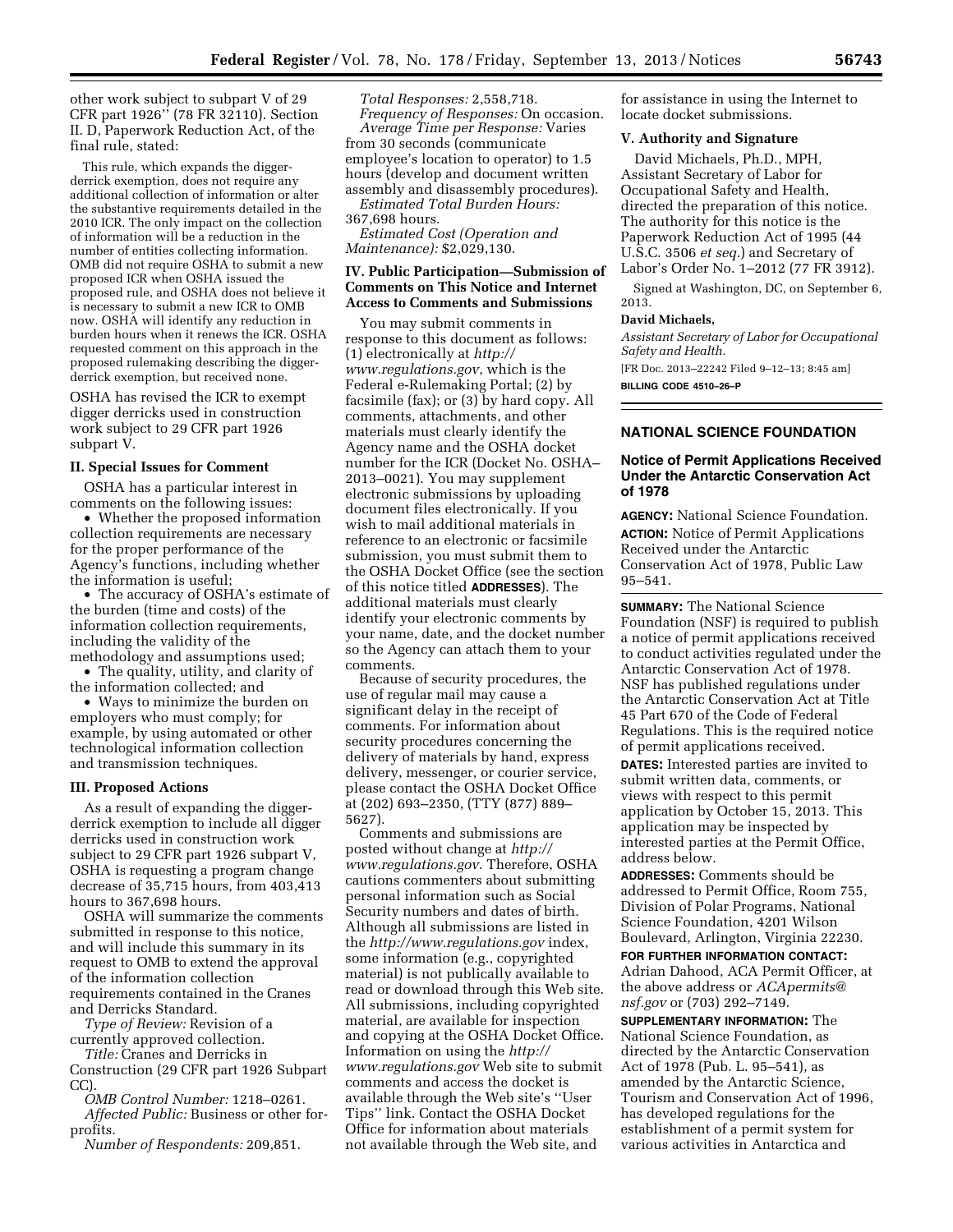other work subject to subpart V of 29 CFR part 1926'' (78 FR 32110). Section II. D, Paperwork Reduction Act, of the final rule, stated:

> This rule, which expands the digger-derrick exemption, does not require any additional collection of information or alter the substantive requirements detailed in the 2010 ICR. The only impact on the collection of information will be a reduction in the number of entities collecting information. OMB did not require OSHA to submit a new proposed ICR when OSHA issued the proposed rule, and OSHA does not believe it is necessary to submit a new ICR to OMB now. OSHA will identify any reduction in burden hours when it renews the ICR. OSHA requested comment on this approach in the proposed rulemaking describing the digger-derrick exemption, but received none.

OSHA has revised the ICR to exempt digger derricks used in construction work subject to 29 CFR part 1926 subpart V.

### II. Special Issues for Comment

OSHA has a particular interest in comments on the following issues:

- Whether the proposed information collection requirements are necessary for the proper performance of the Agency's functions, including whether the information is useful;
- The accuracy of OSHA's estimate of the burden (time and costs) of the information collection requirements, including the validity of the methodology and assumptions used;
- The quality, utility, and clarity of the information collected; and
- Ways to minimize the burden on employers who must comply; for example, by using automated or other technological information collection and transmission techniques.

### III. Proposed Actions

As a result of expanding the digger-derrick exemption to include all digger derricks used in construction work subject to 29 CFR part 1926 subpart V, OSHA is requesting a program change decrease of 35,715 hours, from 403,413 hours to 367,698 hours.

OSHA will summarize the comments submitted in response to this notice, and will include this summary in its request to OMB to extend the approval of the information collection requirements contained in the Cranes and Derricks Standard.

*Type of Review:* Revision of a currently approved collection.

*Title:* Cranes and Derricks in Construction (29 CFR part 1926 Subpart CC).

*OMB Control Number:* 1218–0261.

*Affected Public:* Business or other for-profits.

*Number of Respondents:* 209,851.

*Total Responses:* 2,558,718.

*Frequency of Responses:* On occasion.

*Average Time per Response:* Varies from 30 seconds (communicate employee's location to operator) to 1.5 hours (develop and document written assembly and disassembly procedures).

*Estimated Total Burden Hours:* 367,698 hours.

*Estimated Cost (Operation and Maintenance):* $2,029,130.

### IV. Public Participation—Submission of Comments on This Notice and Internet Access to Comments and Submissions

You may submit comments in response to this document as follows: (1) electronically at *http://www.regulations.gov*, which is the Federal e-Rulemaking Portal; (2) by facsimile (fax); or (3) by hard copy. All comments, attachments, and other materials must clearly identify the Agency name and the OSHA docket number for the ICR (Docket No. OSHA–2013–0021). You may supplement electronic submissions by uploading document files electronically. If you wish to mail additional materials in reference to an electronic or facsimile submission, you must submit them to the OSHA Docket Office (see the section of this notice titled **ADDRESSES**). The additional materials must clearly identify your electronic comments by your name, date, and the docket number so the Agency can attach them to your comments.

Because of security procedures, the use of regular mail may cause a significant delay in the receipt of comments. For information about security procedures concerning the delivery of materials by hand, express delivery, messenger, or courier service, please contact the OSHA Docket Office at (202) 693–2350, (TTY (877) 889–5627).

Comments and submissions are posted without change at *http://www.regulations.gov*. Therefore, OSHA cautions commenters about submitting personal information such as Social Security numbers and dates of birth. Although all submissions are listed in the *http://www.regulations.gov* index, some information (e.g., copyrighted material) is not publically available to read or download through this Web site. All submissions, including copyrighted material, are available for inspection and copying at the OSHA Docket Office. Information on using the *http://www.regulations.gov* Web site to submit comments and access the docket is available through the Web site's ''User Tips'' link. Contact the OSHA Docket Office for information about materials not available through the Web site, and for assistance in using the Internet to locate docket submissions.

### V. Authority and Signature

David Michaels, Ph.D., MPH, Assistant Secretary of Labor for Occupational Safety and Health, directed the preparation of this notice. The authority for this notice is the Paperwork Reduction Act of 1995 (44 U.S.C. 3506 *et seq.*) and Secretary of Labor's Order No. 1–2012 (77 FR 3912).

Signed at Washington, DC, on September 6, 2013.

**David Michaels,**

*Assistant Secretary of Labor for Occupational Safety and Health.*

[FR Doc. 2013–22242 Filed 9–12–13; 8:45 am]

**BILLING CODE 4510–26–P**

## NATIONAL SCIENCE FOUNDATION

### Notice of Permit Applications Received Under the Antarctic Conservation Act of 1978

**AGENCY:** National Science Foundation.

**ACTION:** Notice of Permit Applications Received under the Antarctic Conservation Act of 1978, Public Law 95–541.

**SUMMARY:** The National Science Foundation (NSF) is required to publish a notice of permit applications received to conduct activities regulated under the Antarctic Conservation Act of 1978. NSF has published regulations under the Antarctic Conservation Act at Title 45 Part 670 of the Code of Federal Regulations. This is the required notice of permit applications received.

**DATES:** Interested parties are invited to submit written data, comments, or views with respect to this permit application by October 15, 2013. This application may be inspected by interested parties at the Permit Office, address below.

**ADDRESSES:** Comments should be addressed to Permit Office, Room 755, Division of Polar Programs, National Science Foundation, 4201 Wilson Boulevard, Arlington, Virginia 22230.

**FOR FURTHER INFORMATION CONTACT:** Adrian Dahood, ACA Permit Officer, at the above address or *ACApermits@nsf.gov* or (703) 292–7149.

**SUPPLEMENTARY INFORMATION:** The National Science Foundation, as directed by the Antarctic Conservation Act of 1978 (Pub. L. 95–541), as amended by the Antarctic Science, Tourism and Conservation Act of 1996, has developed regulations for the establishment of a permit system for various activities in Antarctica and